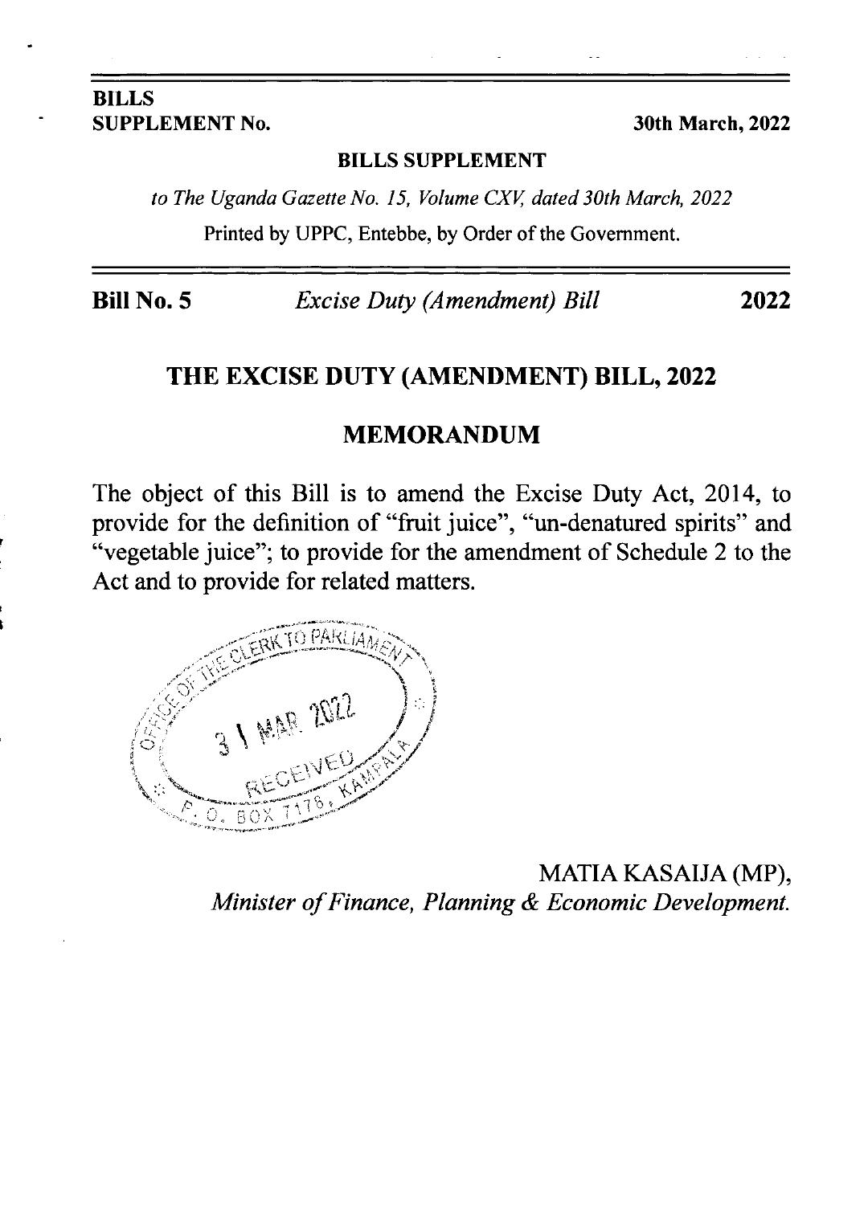**BILLS**
**SUPPLEMENT No.** **30th March, 2022**

**BILLS SUPPLEMENT**

*to The Uganda Gazette No. 15, Volume CXV, dated 30th March, 2022*

Printed by UPPC, Entebbe, by Order of the Government.

**Bill No. 5** *Excise Duty (Amendment) Bill* **2022**

# THE EXCISE DUTY (AMENDMENT) BILL, 2022

## MEMORANDUM

The object of this Bill is to amend the Excise Duty Act, 2014, to provide for the definition of "fruit juice", "un-denatured spirits" and "vegetable juice"; to provide for the amendment of Schedule 2 to the Act and to provide for related matters.

OFFICE OF THE CLERK TO PARLIAMENT
31 MAR 2022
RECEIVED
P. O. BOX 7178, KAMPALA

MATIA KASAIJA (MP),
*Minister of Finance, Planning & Economic Development.*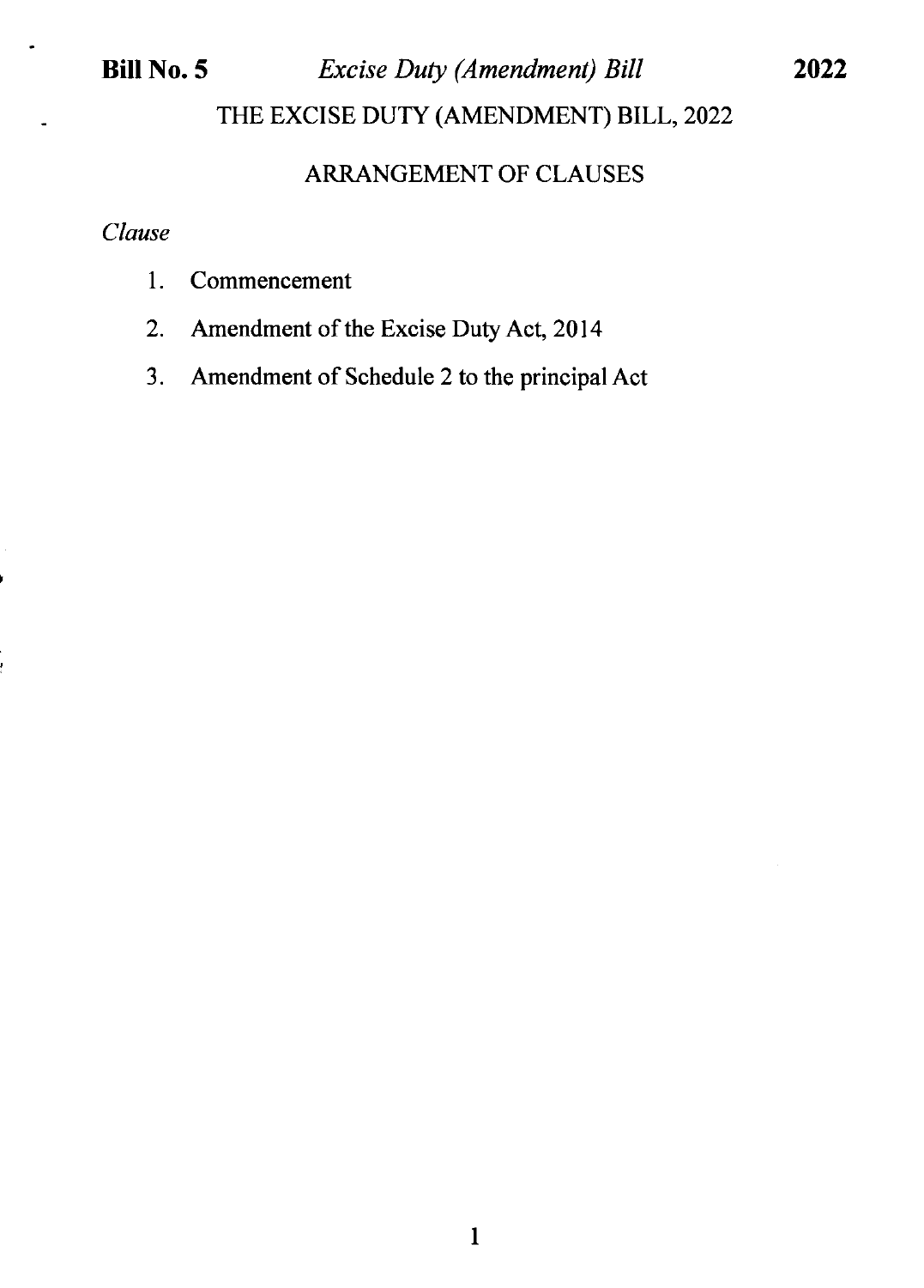# THE EXCISE DUTY (AMENDMENT) BILL, 2022

## ARRANGEMENT OF CLAUSES

*Clause*

1. Commencement
2. Amendment of the Excise Duty Act, 2014
3. Amendment of Schedule 2 to the principal Act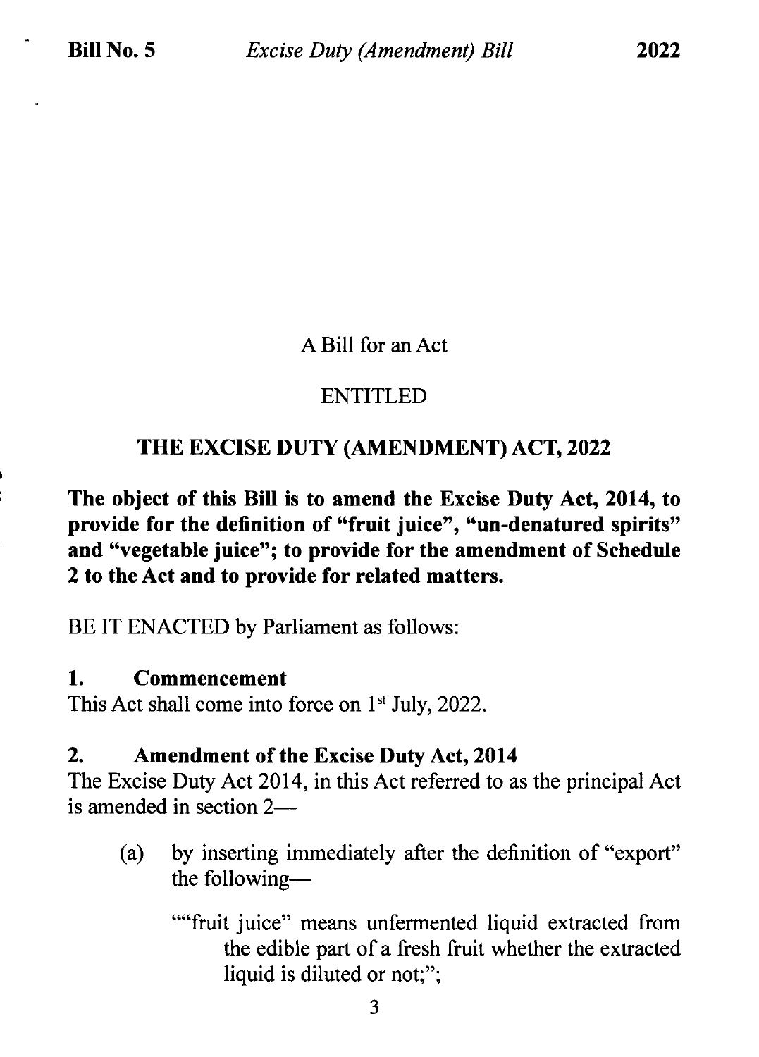A Bill for an Act

ENTITLED

**THE EXCISE DUTY (AMENDMENT) ACT, 2022**

**The object of this Bill is to amend the Excise Duty Act, 2014, to provide for the definition of "fruit juice", "un-denatured spirits" and "vegetable juice"; to provide for the amendment of Schedule 2 to the Act and to provide for related matters.**

BE IT ENACTED by Parliament as follows:

### 1. Commencement

This Act shall come into force on 1st July, 2022.

### 2. Amendment of the Excise Duty Act, 2014

The Excise Duty Act 2014, in this Act referred to as the principal Act is amended in section 2—

(a) by inserting immediately after the definition of "export" the following—

""fruit juice" means unfermented liquid extracted from the edible part of a fresh fruit whether the extracted liquid is diluted or not;";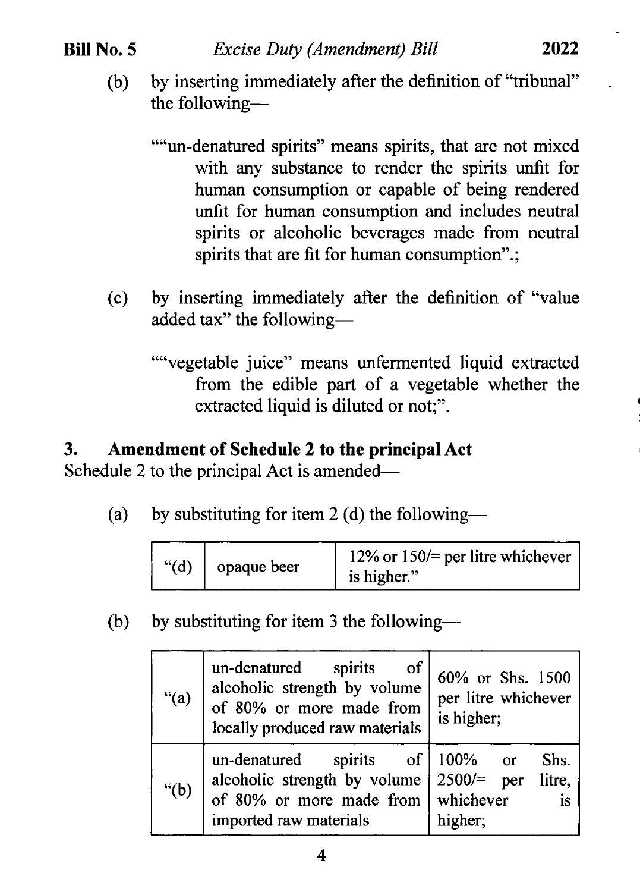(b) by inserting immediately after the definition of "tribunal" the following—

""un-denatured spirits" means spirits, that are not mixed with any substance to render the spirits unfit for human consumption or capable of being rendered unfit for human consumption and includes neutral spirits or alcoholic beverages made from neutral spirits that are fit for human consumption".;

(c) by inserting immediately after the definition of "value added tax" the following—

""vegetable juice" means unfermented liquid extracted from the edible part of a vegetable whether the extracted liquid is diluted or not;".

### 3. Amendment of Schedule 2 to the principal Act

Schedule 2 to the principal Act is amended—

(a) by substituting for item 2 (d) the following—

| "(d) | opaque beer | 12% or 150/= per litre whichever is higher." |
|---|---|---|

(b) by substituting for item 3 the following—

| "(a) | un-denatured spirits of alcoholic strength by volume of 80% or more made from locally produced raw materials | 60% or Shs. 1500 per litre whichever is higher; |
|---|---|---|
| "(b) | un-denatured spirits of alcoholic strength by volume of 80% or more made from imported raw materials | 100% or Shs. 2500/= per litre, whichever is higher; |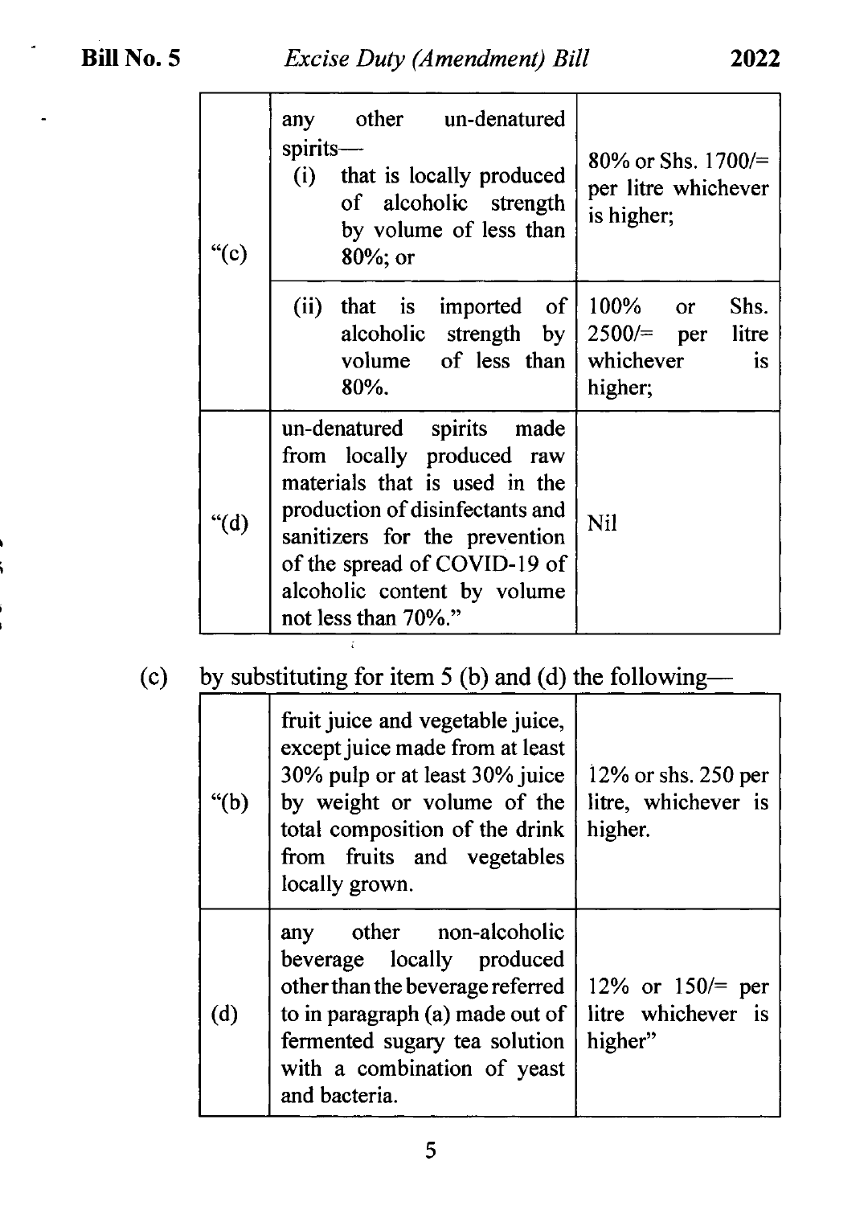| | | |
|---|---|---|
| "(c) | any other un-denatured spirits—<br>(i) that is locally produced of alcoholic strength by volume of less than 80%; or | 80% or Shs. 1700/= per litre whichever is higher; |
| | (ii) that is imported of alcoholic strength by volume of less than 80%. | 100% or Shs. 2500/= per litre whichever is higher; |
| "(d) | un-denatured spirits made from locally produced raw materials that is used in the production of disinfectants and sanitizers for the prevention of the spread of COVID-19 of alcoholic content by volume not less than 70%." | Nil |

(c) by substituting for item 5 (b) and (d) the following—

| | | |
|---|---|---|
| "(b) | fruit juice and vegetable juice, except juice made from at least 30% pulp or at least 30% juice by weight or volume of the total composition of the drink from fruits and vegetables locally grown. | 12% or shs. 250 per litre, whichever is higher. |
| (d) | any other non-alcoholic beverage locally produced other than the beverage referred to in paragraph (a) made out of fermented sugary tea solution with a combination of yeast and bacteria. | 12% or 150/= per litre whichever is higher" |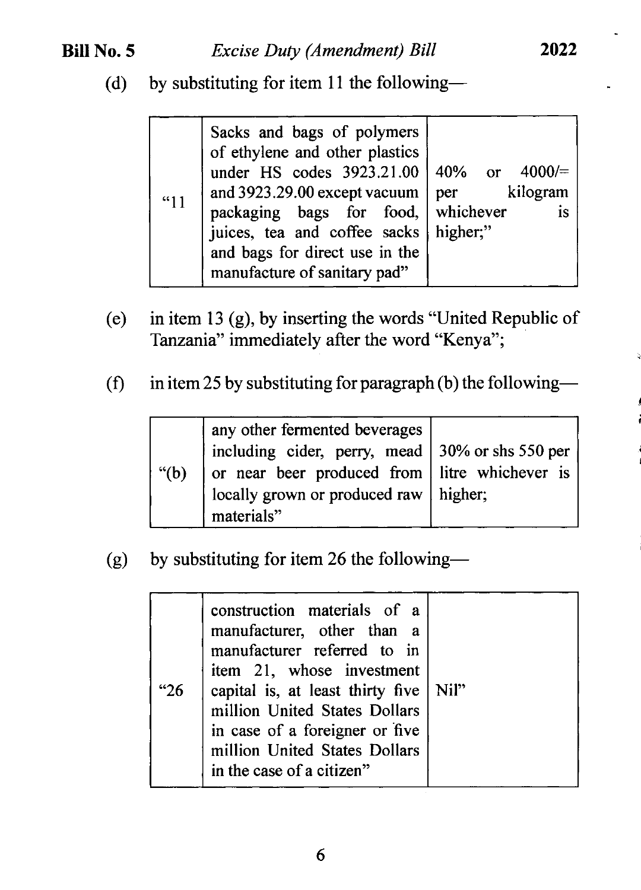(d) by substituting for item 11 the following—

| | | |
|---|---|---|
| "11 | Sacks and bags of polymers of ethylene and other plastics under HS codes 3923.21.00 and 3923.29.00 except vacuum packaging bags for food, juices, tea and coffee sacks and bags for direct use in the manufacture of sanitary pad" | 40% or 4000/= per kilogram whichever is higher;" |

(e) in item 13 (g), by inserting the words "United Republic of Tanzania" immediately after the word "Kenya";

(f) in item 25 by substituting for paragraph (b) the following—

| | | |
|---|---|---|
| "(b) | any other fermented beverages including cider, perry, mead or near beer produced from locally grown or produced raw materials" | 30% or shs 550 per litre whichever is higher; |

(g) by substituting for item 26 the following—

| | | |
|---|---|---|
| "26 | construction materials of a manufacturer, other than a manufacturer referred to in item 21, whose investment capital is, at least thirty five million United States Dollars in case of a foreigner or five million United States Dollars in the case of a citizen" | Nil" |